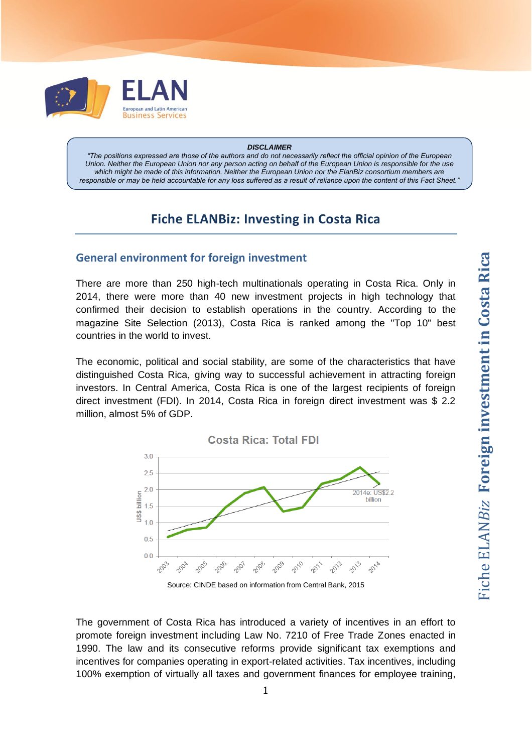**DISCLAIMER**

*"The positions expressed are those of the authors and do not necessarily reflect the official opinion of the European Union. Neither the European Union nor any person acting on behalf of the European Union is responsible for the use which might be made of this information. Neither the European Union nor the ElanBiz consortium members are responsible or may be held accountable for any loss suffered as a result of reliance upon the content of this Fact Sheet."*

# Fiche ELANBiz: Investing in Costa Rica

## General environment for foreign investment

There are more than 250 high-tech multinationals operating in Costa Rica. Only in 2014, there were more than 40 new investment projects in high technology that confirmed their decision to establish operations in the country. According to the magazine Site Selection (2013), Costa Rica is ranked among the "Top 10" best countries in the world to invest.

The economic, political and social stability, are some of the characteristics that have distinguished Costa Rica, giving way to successful achievement in attracting foreign investors. In Central America, Costa Rica is one of the largest recipients of foreign direct investment (FDI). In 2014, Costa Rica in foreign direct investment was $ 2.2 million, almost 5% of GDP.

**Costa Rica: Total FDI**

Source: CINDE based on information from Central Bank, 2015

The government of Costa Rica has introduced a variety of incentives in an effort to promote foreign investment including Law No. 7210 of Free Trade Zones enacted in 1990. The law and its consecutive reforms provide significant tax exemptions and incentives for companies operating in export-related activities. Tax incentives, including 100% exemption of virtually all taxes and government finances for employee training,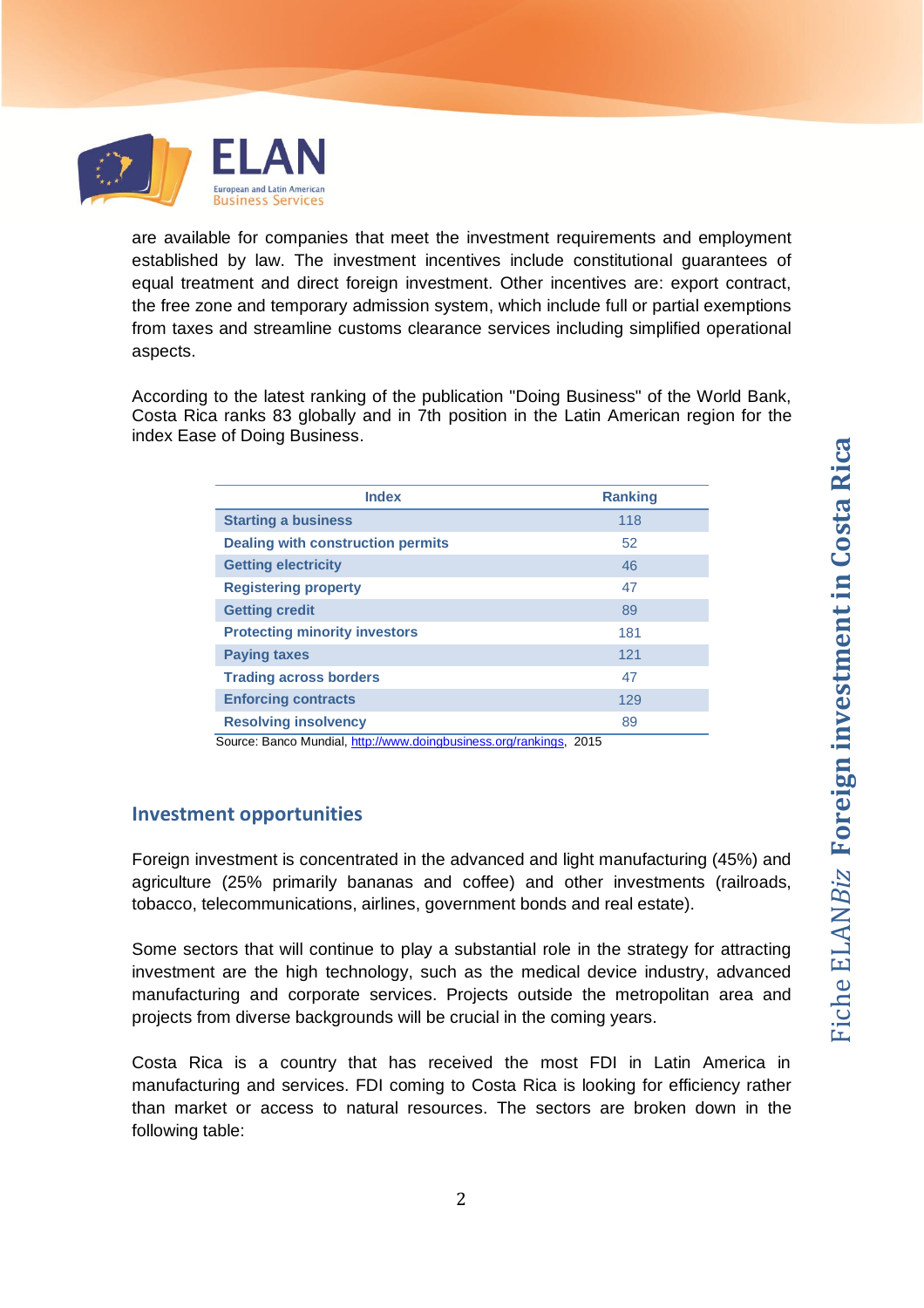are available for companies that meet the investment requirements and employment established by law. The investment incentives include constitutional guarantees of equal treatment and direct foreign investment. Other incentives are: export contract, the free zone and temporary admission system, which include full or partial exemptions from taxes and streamline customs clearance services including simplified operational aspects.

According to the latest ranking of the publication "Doing Business" of the World Bank, Costa Rica ranks 83 globally and in 7th position in the Latin American region for the index Ease of Doing Business.

| Index | Ranking |
|---|---|
| **Starting a business** | 118 |
| **Dealing with construction permits** | 52 |
| **Getting electricity** | 46 |
| **Registering property** | 47 |
| **Getting credit** | 89 |
| **Protecting minority investors** | 181 |
| **Paying taxes** | 121 |
| **Trading across borders** | 47 |
| **Enforcing contracts** | 129 |
| **Resolving insolvency** | 89 |

Source: Banco Mundial, http://www.doingbusiness.org/rankings, 2015

## Investment opportunities

Foreign investment is concentrated in the advanced and light manufacturing (45%) and agriculture (25% primarily bananas and coffee) and other investments (railroads, tobacco, telecommunications, airlines, government bonds and real estate).

Some sectors that will continue to play a substantial role in the strategy for attracting investment are the high technology, such as the medical device industry, advanced manufacturing and corporate services. Projects outside the metropolitan area and projects from diverse backgrounds will be crucial in the coming years.

Costa Rica is a country that has received the most FDI in Latin America in manufacturing and services. FDI coming to Costa Rica is looking for efficiency rather than market or access to natural resources. The sectors are broken down in the following table: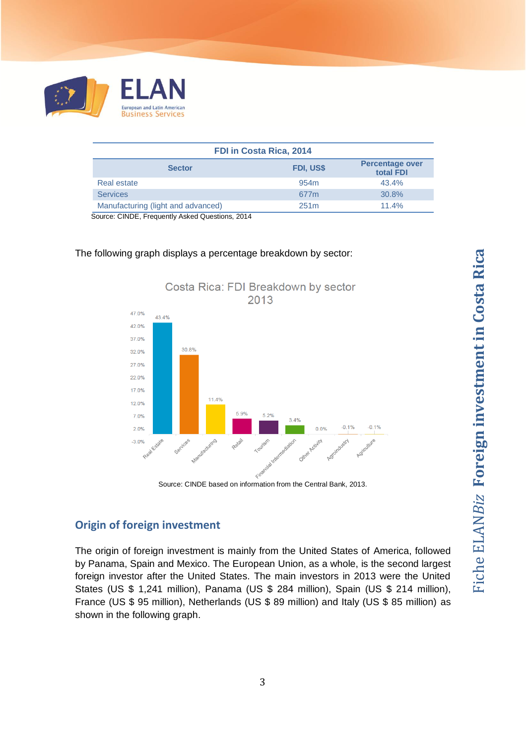| FDI in Costa Rica, 2014 | | |
|---|---|---|
| **Sector** | **FDI, US$** | **Percentage over total FDI** |
| Real estate | 954m | 43.4% |
| Services | 677m | 30.8% |
| Manufacturing (light and advanced) | 251m | 11.4% |

Source: CINDE, Frequently Asked Questions, 2014

The following graph displays a percentage breakdown by sector:

Costa Rica: FDI Breakdown by sector 2013

| Sector | Percentage |
|---|---|
| Real Estate | 43.4% |
| Services | 30.8% |
| Manufacturing | 11.4% |
| Retail | 5.9% |
| Tourism | 5.2% |
| Financial Intermediation | 3.4% |
| Other Activity | 0.0% |
| Agroindustry | -0.1% |
| Agriculture | -0.1% |

Source: CINDE based on information from the Central Bank, 2013.

## Origin of foreign investment

The origin of foreign investment is mainly from the United States of America, followed by Panama, Spain and Mexico. The European Union, as a whole, is the second largest foreign investor after the United States. The main investors in 2013 were the United States (US $ 1,241 million), Panama (US $ 284 million), Spain (US $ 214 million), France (US $ 95 million), Netherlands (US $ 89 million) and Italy (US $ 85 million) as shown in the following graph.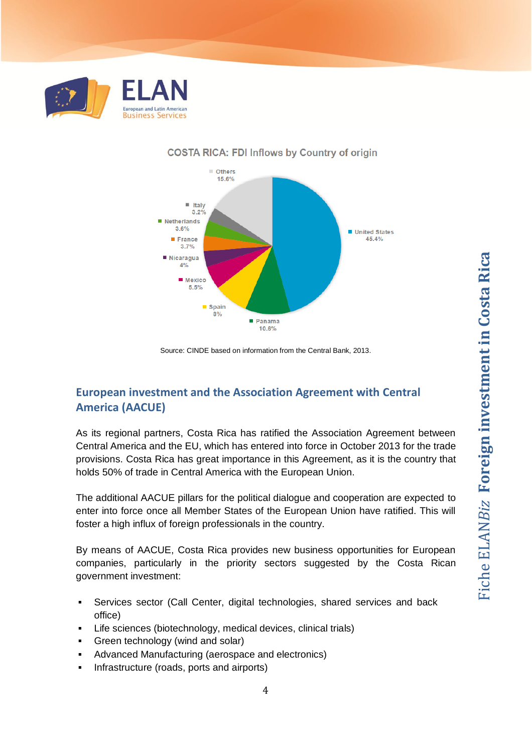**COSTA RICA: FDI Inflows by Country of origin**

| Country | Share |
|---|---|
| United States | 45.4% |
| Panama | 10.6% |
| Spain | 8% |
| Mexico | 5.5% |
| Nicaragua | 4% |
| France | 3.7% |
| Netherlands | 3.6% |
| Italy | 3.2% |
| Others | 15.6% |

Source: CINDE based on information from the Central Bank, 2013.

## European investment and the Association Agreement with Central America (AACUE)

As its regional partners, Costa Rica has ratified the Association Agreement between Central America and the EU, which has entered into force in October 2013 for the trade provisions. Costa Rica has great importance in this Agreement, as it is the country that holds 50% of trade in Central America with the European Union.

The additional AACUE pillars for the political dialogue and cooperation are expected to enter into force once all Member States of the European Union have ratified. This will foster a high influx of foreign professionals in the country.

By means of AACUE, Costa Rica provides new business opportunities for European companies, particularly in the priority sectors suggested by the Costa Rican government investment:

- Services sector (Call Center, digital technologies, shared services and back office)
- Life sciences (biotechnology, medical devices, clinical trials)
- Green technology (wind and solar)
- Advanced Manufacturing (aerospace and electronics)
- Infrastructure (roads, ports and airports)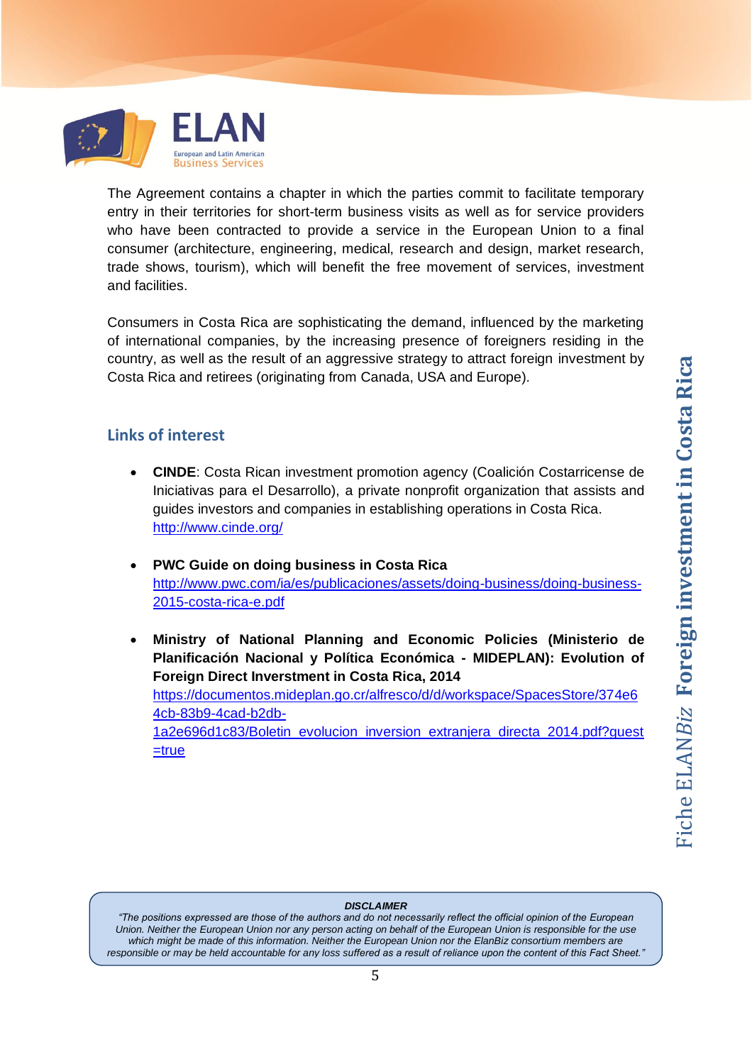The Agreement contains a chapter in which the parties commit to facilitate temporary entry in their territories for short-term business visits as well as for service providers who have been contracted to provide a service in the European Union to a final consumer (architecture, engineering, medical, research and design, market research, trade shows, tourism), which will benefit the free movement of services, investment and facilities.

Consumers in Costa Rica are sophisticating the demand, influenced by the marketing of international companies, by the increasing presence of foreigners residing in the country, as well as the result of an aggressive strategy to attract foreign investment by Costa Rica and retirees (originating from Canada, USA and Europe).

## Links of interest

- **CINDE**: Costa Rican investment promotion agency (Coalición Costarricense de Iniciativas para el Desarrollo), a private nonprofit organization that assists and guides investors and companies in establishing operations in Costa Rica. http://www.cinde.org/

- **PWC Guide on doing business in Costa Rica** http://www.pwc.com/ia/es/publicaciones/assets/doing-business/doing-business-2015-costa-rica-e.pdf

- **Ministry of National Planning and Economic Policies (Ministerio de Planificación Nacional y Política Económica - MIDEPLAN): Evolution of Foreign Direct Inverstment in Costa Rica, 2014** https://documentos.mideplan.go.cr/alfresco/d/d/workspace/SpacesStore/374e64cb-83b9-4cad-b2db-1a2e696d1c83/Boletin_evolucion_inversion_extranjera_directa_2014.pdf?guest=true

**_DISCLAIMER_**

*"The positions expressed are those of the authors and do not necessarily reflect the official opinion of the European Union. Neither the European Union nor any person acting on behalf of the European Union is responsible for the use which might be made of this information. Neither the European Union nor the ElanBiz consortium members are responsible or may be held accountable for any loss suffered as a result of reliance upon the content of this Fact Sheet."*